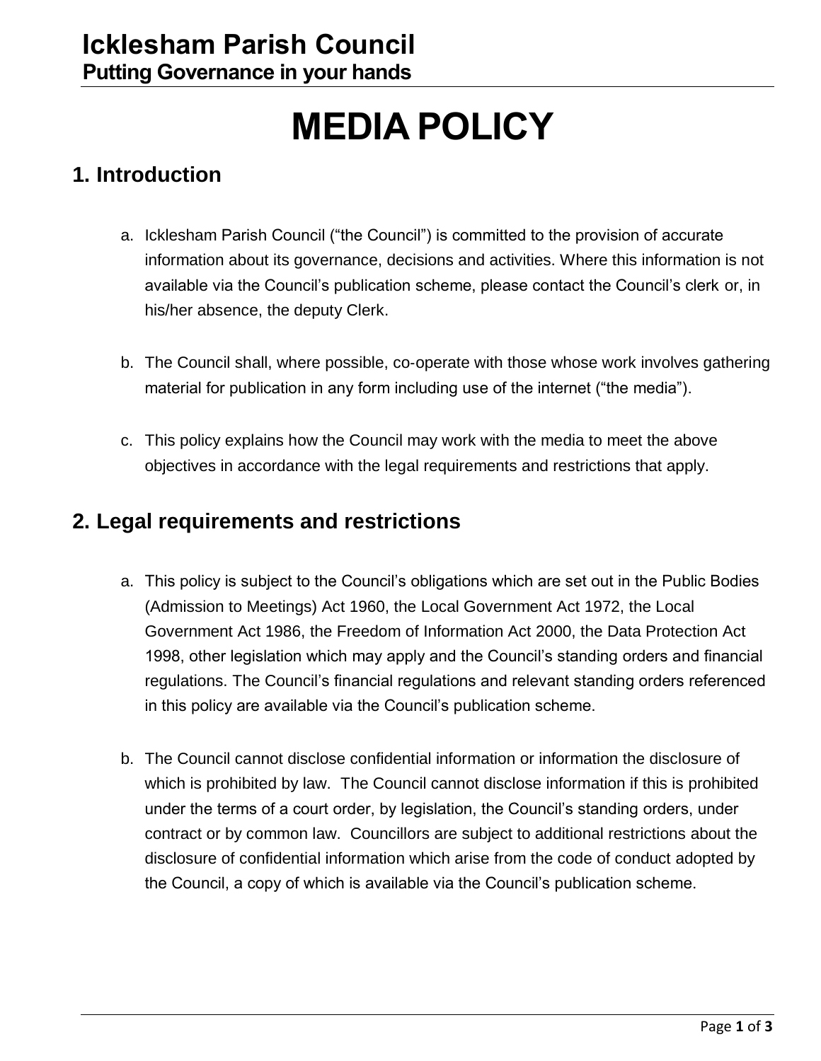**Icklesham Parish Council**
**Putting Governance in your hands**

# MEDIA POLICY

## 1. Introduction

a. Icklesham Parish Council ("the Council") is committed to the provision of accurate information about its governance, decisions and activities. Where this information is not available via the Council's publication scheme, please contact the Council's clerk or, in his/her absence, the deputy Clerk.

b. The Council shall, where possible, co-operate with those whose work involves gathering material for publication in any form including use of the internet ("the media").

c. This policy explains how the Council may work with the media to meet the above objectives in accordance with the legal requirements and restrictions that apply.

## 2. Legal requirements and restrictions

a. This policy is subject to the Council's obligations which are set out in the Public Bodies (Admission to Meetings) Act 1960, the Local Government Act 1972, the Local Government Act 1986, the Freedom of Information Act 2000, the Data Protection Act 1998, other legislation which may apply and the Council's standing orders and financial regulations. The Council's financial regulations and relevant standing orders referenced in this policy are available via the Council's publication scheme.

b. The Council cannot disclose confidential information or information the disclosure of which is prohibited by law. The Council cannot disclose information if this is prohibited under the terms of a court order, by legislation, the Council's standing orders, under contract or by common law. Councillors are subject to additional restrictions about the disclosure of confidential information which arise from the code of conduct adopted by the Council, a copy of which is available via the Council's publication scheme.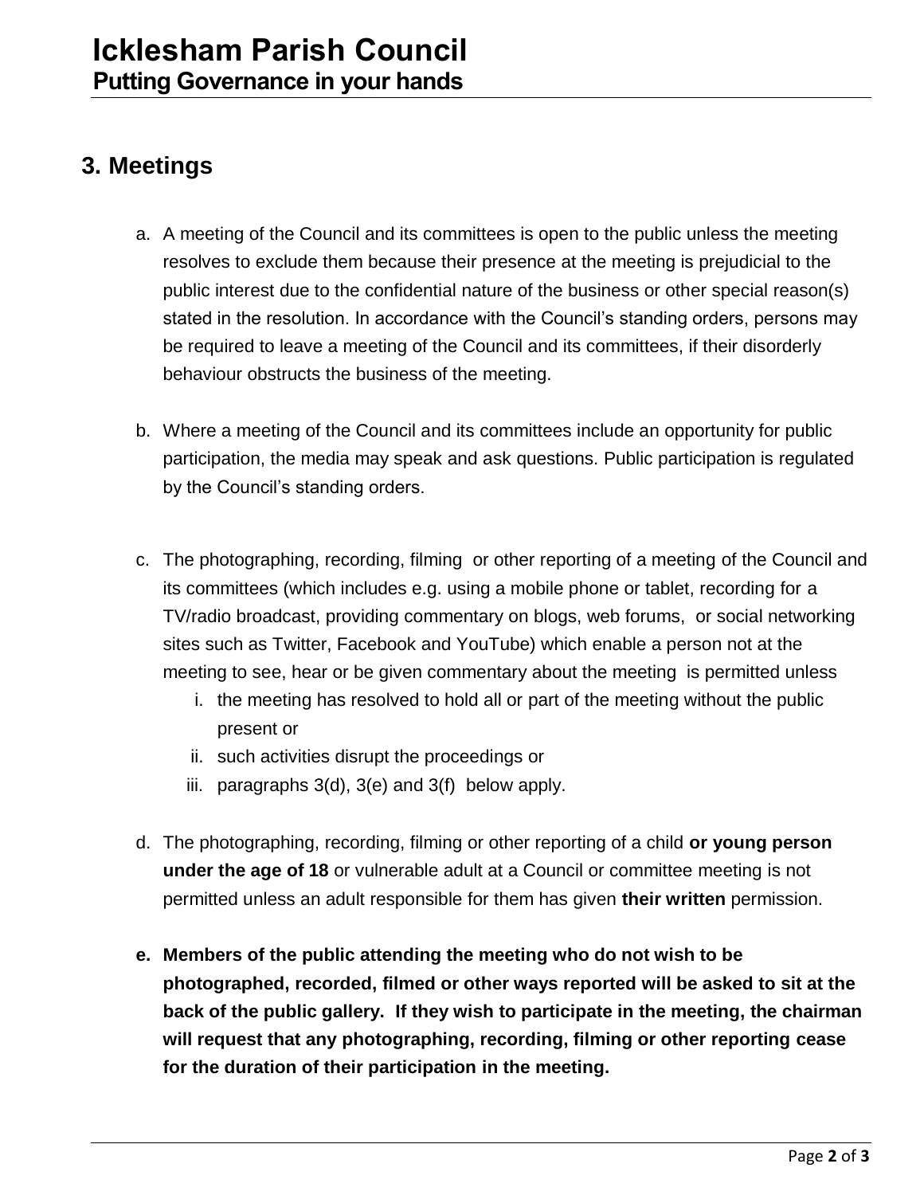## 3. Meetings

a. A meeting of the Council and its committees is open to the public unless the meeting resolves to exclude them because their presence at the meeting is prejudicial to the public interest due to the confidential nature of the business or other special reason(s) stated in the resolution. In accordance with the Council's standing orders, persons may be required to leave a meeting of the Council and its committees, if their disorderly behaviour obstructs the business of the meeting.

b. Where a meeting of the Council and its committees include an opportunity for public participation, the media may speak and ask questions. Public participation is regulated by the Council's standing orders.

c. The photographing, recording, filming or other reporting of a meeting of the Council and its committees (which includes e.g. using a mobile phone or tablet, recording for a TV/radio broadcast, providing commentary on blogs, web forums, or social networking sites such as Twitter, Facebook and YouTube) which enable a person not at the meeting to see, hear or be given commentary about the meeting is permitted unless
   i. the meeting has resolved to hold all or part of the meeting without the public present or
   ii. such activities disrupt the proceedings or
   iii. paragraphs 3(d), 3(e) and 3(f) below apply.

d. The photographing, recording, filming or other reporting of a child **or young person under the age of 18** or vulnerable adult at a Council or committee meeting is not permitted unless an adult responsible for them has given **their written** permission.

**e. Members of the public attending the meeting who do not wish to be photographed, recorded, filmed or other ways reported will be asked to sit at the back of the public gallery. If they wish to participate in the meeting, the chairman will request that any photographing, recording, filming or other reporting cease for the duration of their participation in the meeting.**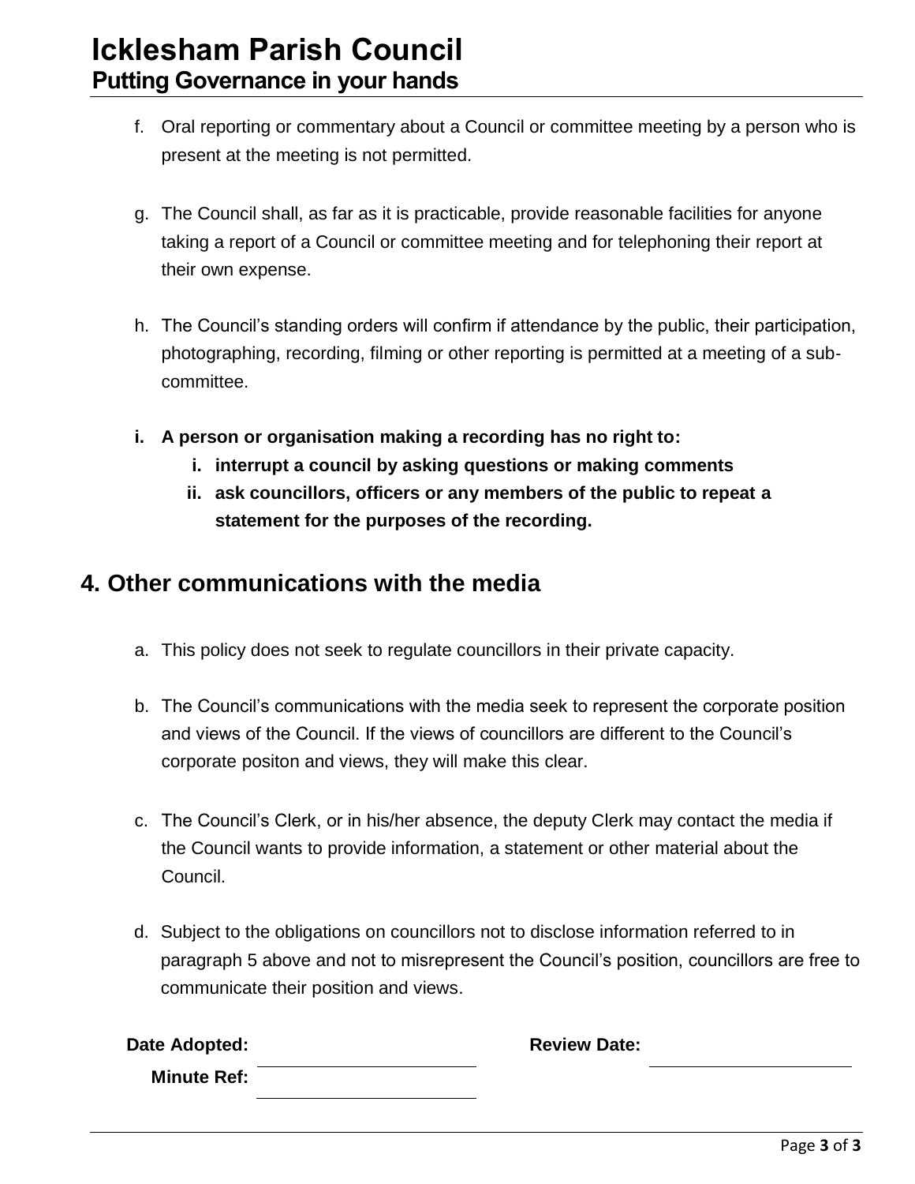f. Oral reporting or commentary about a Council or committee meeting by a person who is present at the meeting is not permitted.

g. The Council shall, as far as it is practicable, provide reasonable facilities for anyone taking a report of a Council or committee meeting and for telephoning their report at their own expense.

h. The Council's standing orders will confirm if attendance by the public, their participation, photographing, recording, filming or other reporting is permitted at a meeting of a sub-committee.

**i. A person or organisation making a recording has no right to:**

   **i. interrupt a council by asking questions or making comments**

   **ii. ask councillors, officers or any members of the public to repeat a statement for the purposes of the recording.**

## 4. Other communications with the media

a. This policy does not seek to regulate councillors in their private capacity.

b. The Council's communications with the media seek to represent the corporate position and views of the Council. If the views of councillors are different to the Council's corporate positon and views, they will make this clear.

c. The Council's Clerk, or in his/her absence, the deputy Clerk may contact the media if the Council wants to provide information, a statement or other material about the Council.

d. Subject to the obligations on councillors not to disclose information referred to in paragraph 5 above and not to misrepresent the Council's position, councillors are free to communicate their position and views.

**Date Adopted:** ____________________ **Review Date:** ____________________

**Minute Ref:** ____________________